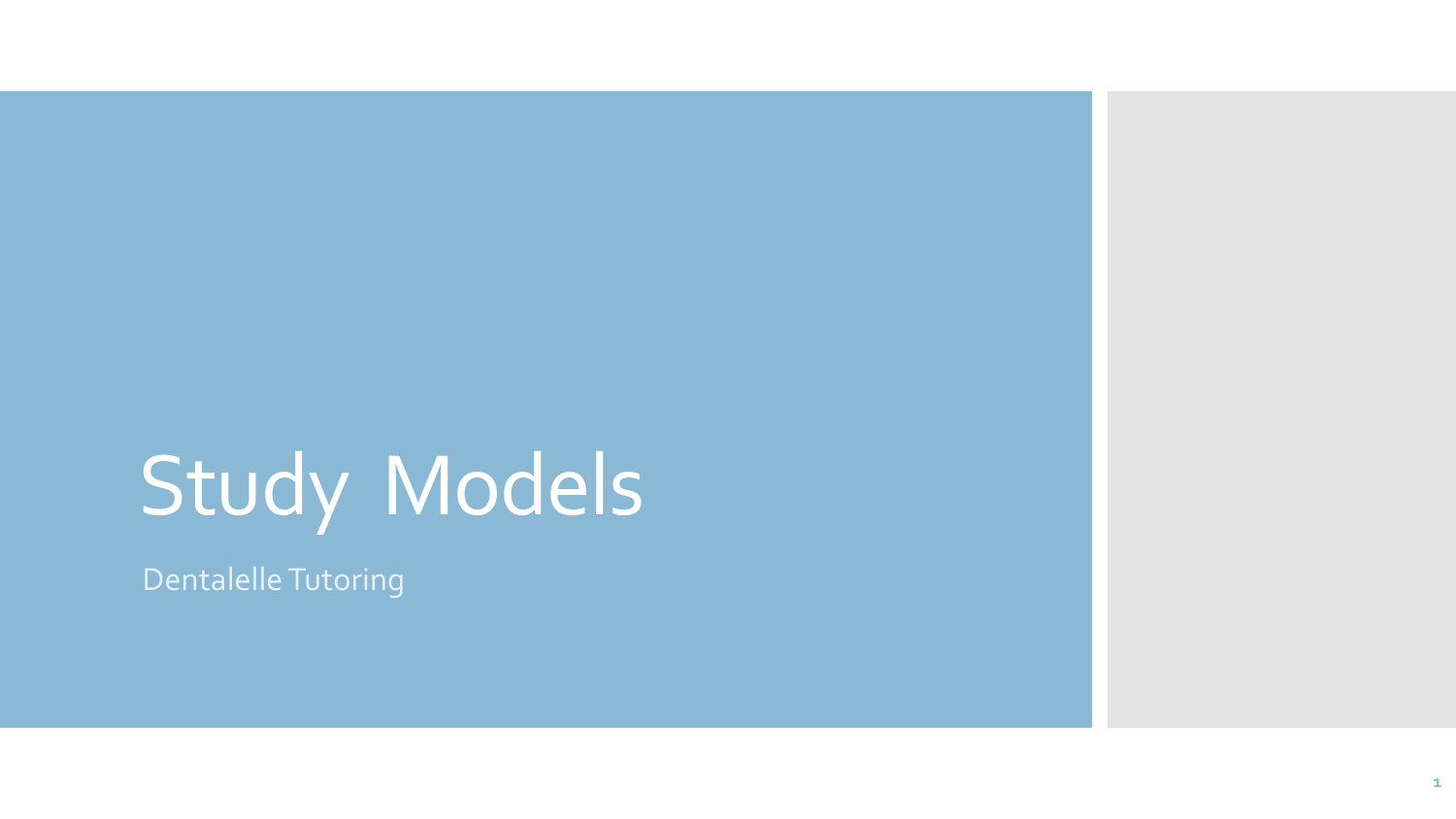# Study Models

Dentalelle Tutoring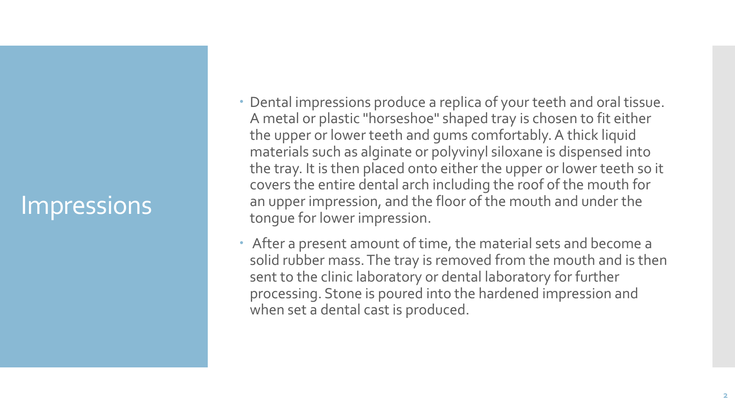# Impressions

- Dental impressions produce a replica of your teeth and oral tissue. A metal or plastic "horseshoe" shaped tray is chosen to fit either the upper or lower teeth and gums comfortably. A thick liquid materials such as alginate or polyvinyl siloxane is dispensed into the tray. It is then placed onto either the upper or lower teeth so it covers the entire dental arch including the roof of the mouth for an upper impression, and the floor of the mouth and under the tongue for lower impression.
- After a present amount of time, the material sets and become a solid rubber mass. The tray is removed from the mouth and is then sent to the clinic laboratory or dental laboratory for further processing. Stone is poured into the hardened impression and when set a dental cast is produced.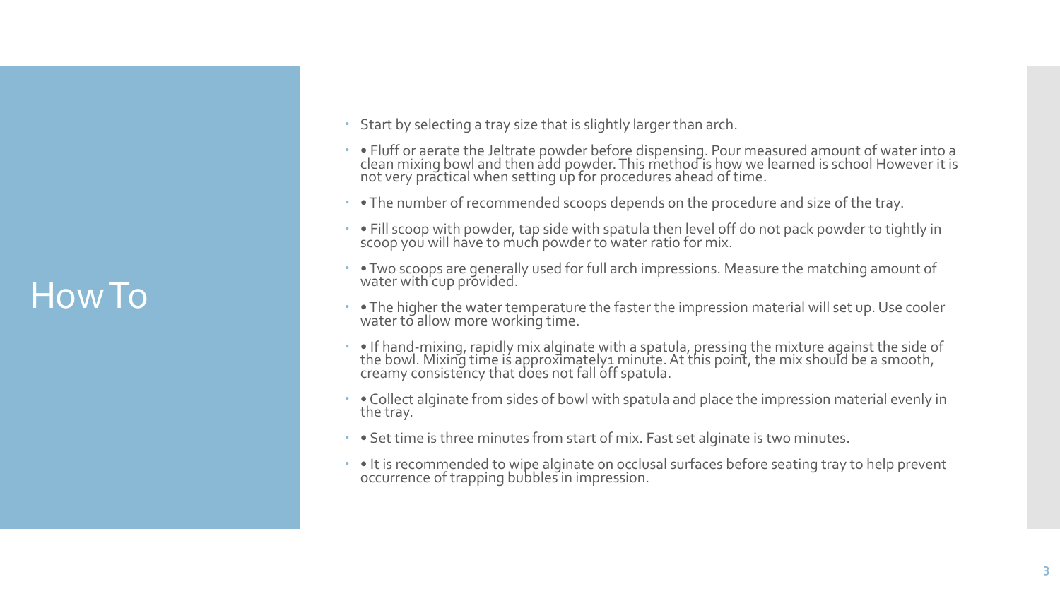# How To

- Start by selecting a tray size that is slightly larger than arch.
- • Fluff or aerate the Jeltrate powder before dispensing. Pour measured amount of water into a clean mixing bowl and then add powder. This method is how we learned is school However it is not very practical when setting up for procedures ahead of time.
- • The number of recommended scoops depends on the procedure and size of the tray.
- • Fill scoop with powder, tap side with spatula then level off do not pack powder to tightly in scoop you will have to much powder to water ratio for mix.
- • Two scoops are generally used for full arch impressions. Measure the matching amount of water with cup provided.
- • The higher the water temperature the faster the impression material will set up. Use cooler water to allow more working time.
- • If hand-mixing, rapidly mix alginate with a spatula, pressing the mixture against the side of the bowl. Mixing time is approximately1 minute. At this point, the mix should be a smooth, creamy consistency that does not fall off spatula.
- • Collect alginate from sides of bowl with spatula and place the impression material evenly in the tray.
- • Set time is three minutes from start of mix. Fast set alginate is two minutes.
- • It is recommended to wipe alginate on occlusal surfaces before seating tray to help prevent occurrence of trapping bubbles in impression.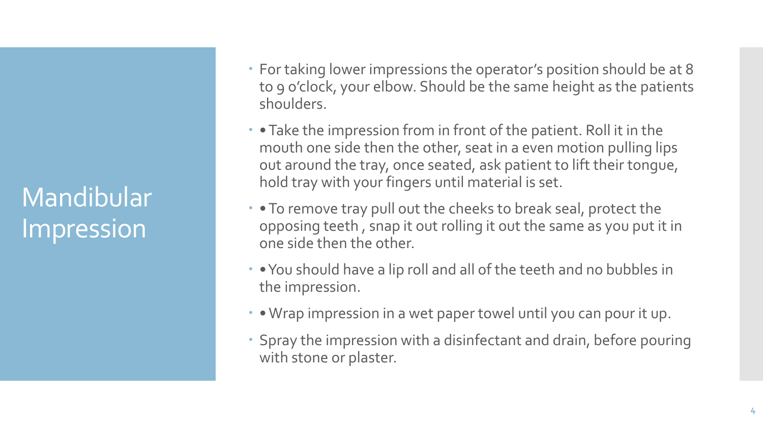# Mandibular Impression

- For taking lower impressions the operator's position should be at 8 to 9 o'clock, your elbow. Should be the same height as the patients shoulders.
- • Take the impression from in front of the patient. Roll it in the mouth one side then the other, seat in a even motion pulling lips out around the tray, once seated, ask patient to lift their tongue, hold tray with your fingers until material is set.
- • To remove tray pull out the cheeks to break seal, protect the opposing teeth , snap it out rolling it out the same as you put it in one side then the other.
- • You should have a lip roll and all of the teeth and no bubbles in the impression.
- • Wrap impression in a wet paper towel until you can pour it up.
- Spray the impression with a disinfectant and drain, before pouring with stone or plaster.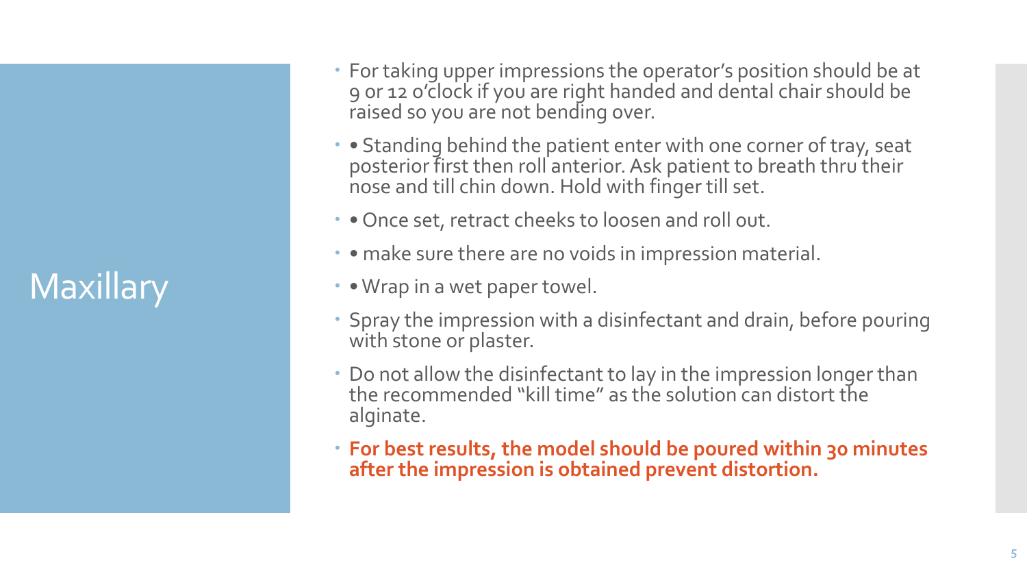# Maxillary

- For taking upper impressions the operator's position should be at 9 or 12 o'clock if you are right handed and dental chair should be raised so you are not bending over.
- • Standing behind the patient enter with one corner of tray, seat posterior first then roll anterior. Ask patient to breath thru their nose and till chin down. Hold with finger till set.
- • Once set, retract cheeks to loosen and roll out.
- • make sure there are no voids in impression material.
- • Wrap in a wet paper towel.
- Spray the impression with a disinfectant and drain, before pouring with stone or plaster.
- Do not allow the disinfectant to lay in the impression longer than the recommended "kill time" as the solution can distort the alginate.
- **For best results, the model should be poured within 30 minutes after the impression is obtained prevent distortion.**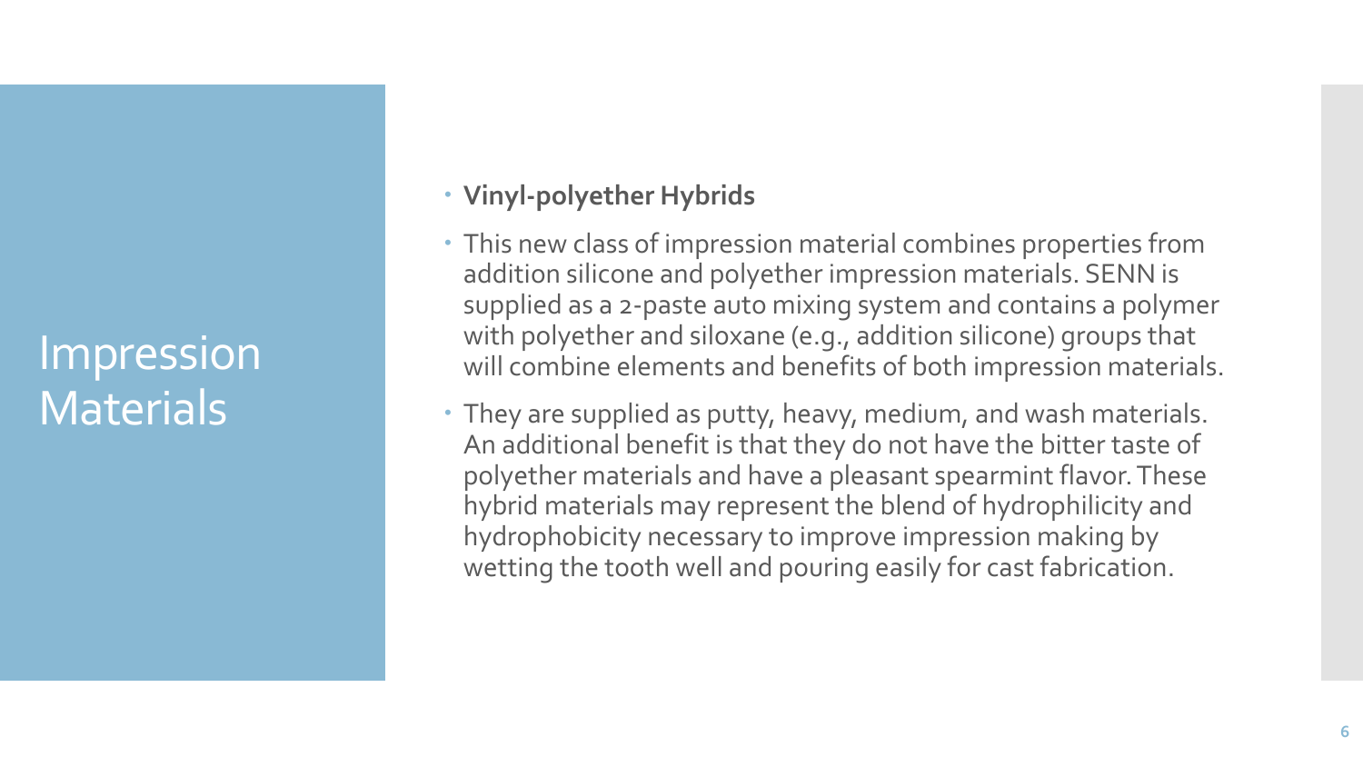# Impression Materials

- **Vinyl-polyether Hybrids**
- This new class of impression material combines properties from addition silicone and polyether impression materials. SENN is supplied as a 2-paste auto mixing system and contains a polymer with polyether and siloxane (e.g., addition silicone) groups that will combine elements and benefits of both impression materials.
- They are supplied as putty, heavy, medium, and wash materials. An additional benefit is that they do not have the bitter taste of polyether materials and have a pleasant spearmint flavor. These hybrid materials may represent the blend of hydrophilicity and hydrophobicity necessary to improve impression making by wetting the tooth well and pouring easily for cast fabrication.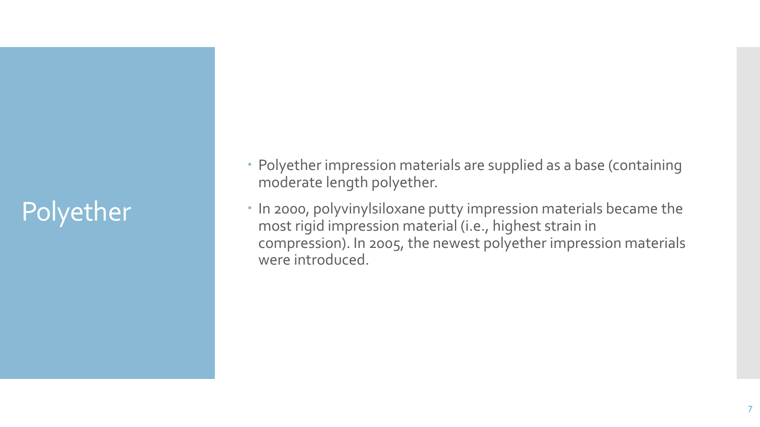# Polyether

- Polyether impression materials are supplied as a base (containing moderate length polyether.
- In 2000, polyvinylsiloxane putty impression materials became the most rigid impression material (i.e., highest strain in compression). In 2005, the newest polyether impression materials were introduced.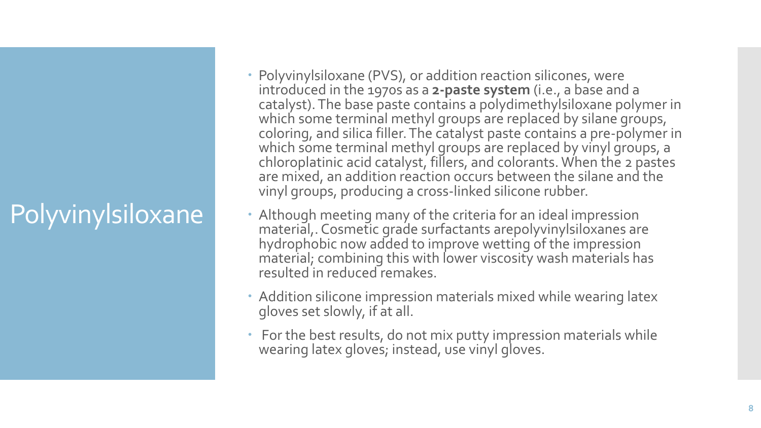# Polyvinylsiloxane

- Polyvinylsiloxane (PVS), or addition reaction silicones, were introduced in the 1970s as a **2-paste system** (i.e., a base and a catalyst). The base paste contains a polydimethylsiloxane polymer in which some terminal methyl groups are replaced by silane groups, coloring, and silica filler. The catalyst paste contains a pre-polymer in which some terminal methyl groups are replaced by vinyl groups, a chloroplatinic acid catalyst, fillers, and colorants. When the 2 pastes are mixed, an addition reaction occurs between the silane and the vinyl groups, producing a cross-linked silicone rubber.
- Although meeting many of the criteria for an ideal impression material,. Cosmetic grade surfactants arepolyvinylsiloxanes are hydrophobic now added to improve wetting of the impression material; combining this with lower viscosity wash materials has resulted in reduced remakes.
- Addition silicone impression materials mixed while wearing latex gloves set slowly, if at all.
- For the best results, do not mix putty impression materials while wearing latex gloves; instead, use vinyl gloves.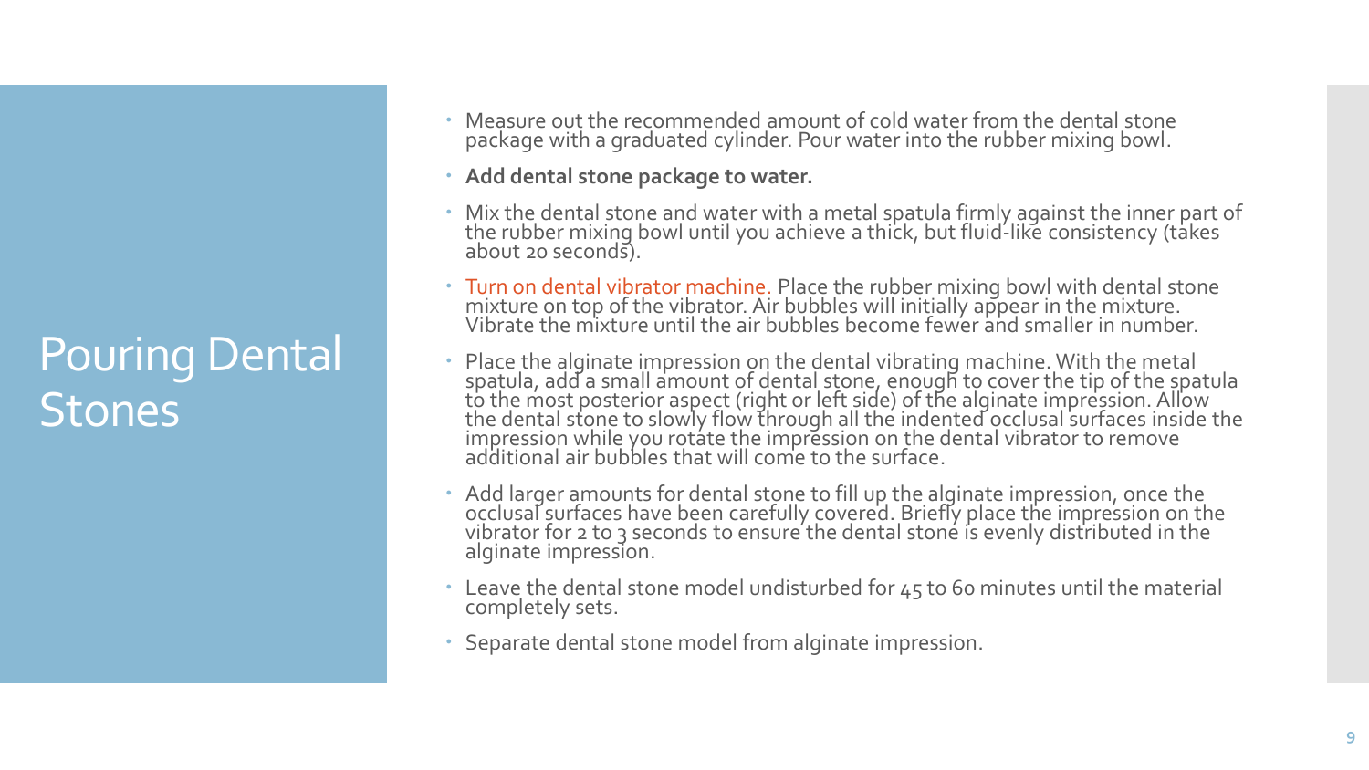# Pouring Dental Stones

- Measure out the recommended amount of cold water from the dental stone package with a graduated cylinder. Pour water into the rubber mixing bowl.
- **Add dental stone package to water.**
- Mix the dental stone and water with a metal spatula firmly against the inner part of the rubber mixing bowl until you achieve a thick, but fluid-like consistency (takes about 20 seconds).
- Turn on dental vibrator machine. Place the rubber mixing bowl with dental stone mixture on top of the vibrator. Air bubbles will initially appear in the mixture. Vibrate the mixture until the air bubbles become fewer and smaller in number.
- Place the alginate impression on the dental vibrating machine. With the metal spatula, add a small amount of dental stone, enough to cover the tip of the spatula to the most posterior aspect (right or left side) of the alginate impression. Allow the dental stone to slowly flow through all the indented occlusal surfaces inside the impression while you rotate the impression on the dental vibrator to remove additional air bubbles that will come to the surface.
- Add larger amounts for dental stone to fill up the alginate impression, once the occlusal surfaces have been carefully covered. Briefly place the impression on the vibrator for 2 to 3 seconds to ensure the dental stone is evenly distributed in the alginate impression.
- Leave the dental stone model undisturbed for 45 to 60 minutes until the material completely sets.
- Separate dental stone model from alginate impression.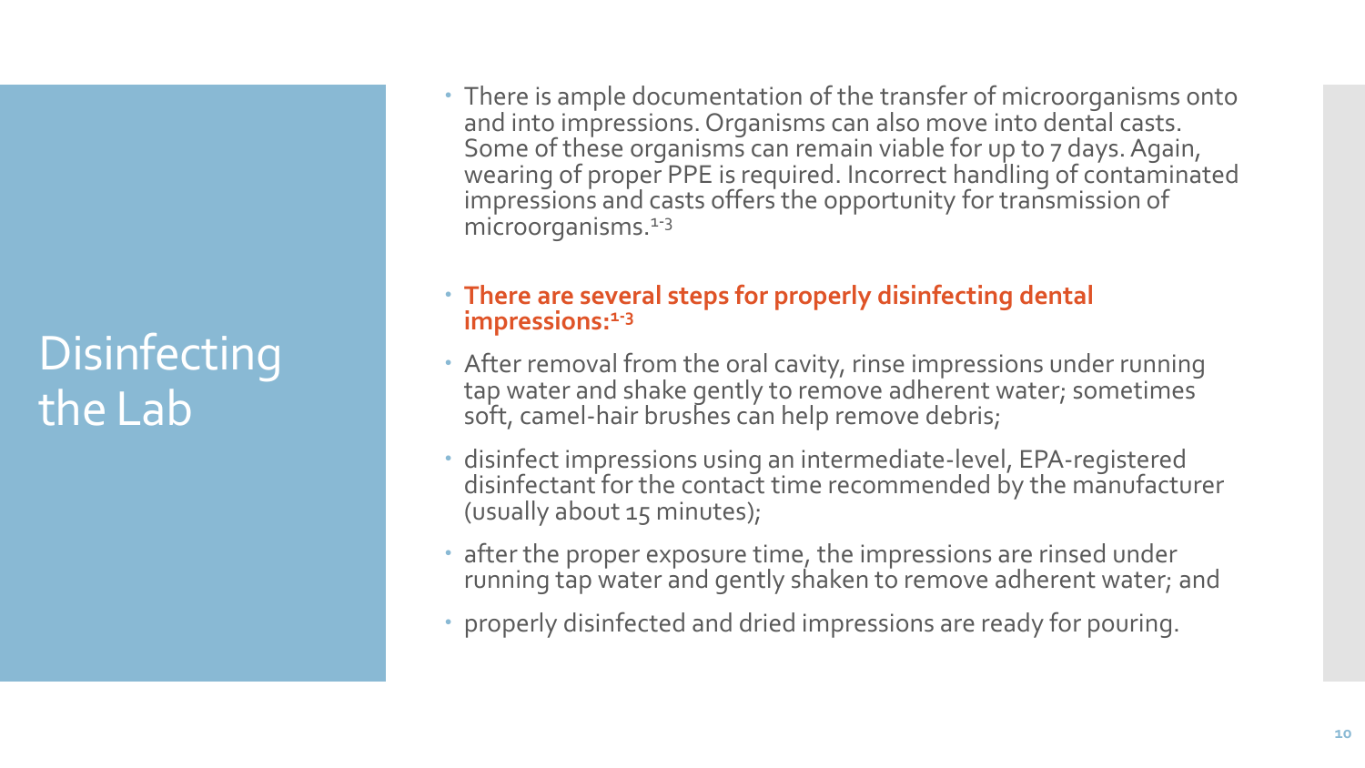# Disinfecting the Lab

- There is ample documentation of the transfer of microorganisms onto and into impressions. Organisms can also move into dental casts. Some of these organisms can remain viable for up to 7 days. Again, wearing of proper PPE is required. Incorrect handling of contaminated impressions and casts offers the opportunity for transmission of microorganisms.[1-3]
- **There are several steps for properly disinfecting dental impressions:[1-3]**
- After removal from the oral cavity, rinse impressions under running tap water and shake gently to remove adherent water; sometimes soft, camel-hair brushes can help remove debris;
- disinfect impressions using an intermediate-level, EPA-registered disinfectant for the contact time recommended by the manufacturer (usually about 15 minutes);
- after the proper exposure time, the impressions are rinsed under running tap water and gently shaken to remove adherent water; and
- properly disinfected and dried impressions are ready for pouring.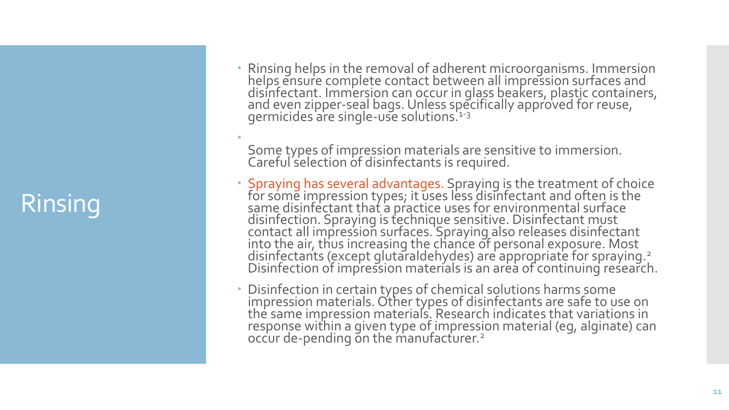# Rinsing

- Rinsing helps in the removal of adherent microorganisms. Immersion helps ensure complete contact between all impression surfaces and disinfectant. Immersion can occur in glass beakers, plastic containers, and even zipper-seal bags. Unless specifically approved for reuse, germicides are single-use solutions.[1-3]
- Some types of impression materials are sensitive to immersion. Careful selection of disinfectants is required.
- Spraying has several advantages. Spraying is the treatment of choice for some impression types; it uses less disinfectant and often is the same disinfectant that a practice uses for environmental surface disinfection. Spraying is technique sensitive. Disinfectant must contact all impression surfaces. Spraying also releases disinfectant into the air, thus increasing the chance of personal exposure. Most disinfectants (except glutaraldehydes) are appropriate for spraying.[2] Disinfection of impression materials is an area of continuing research.
- Disinfection in certain types of chemical solutions harms some impression materials. Other types of disinfectants are safe to use on the same impression materials. Research indicates that variations in response within a given type of impression material (eg, alginate) can occur de-pending on the manufacturer.[2]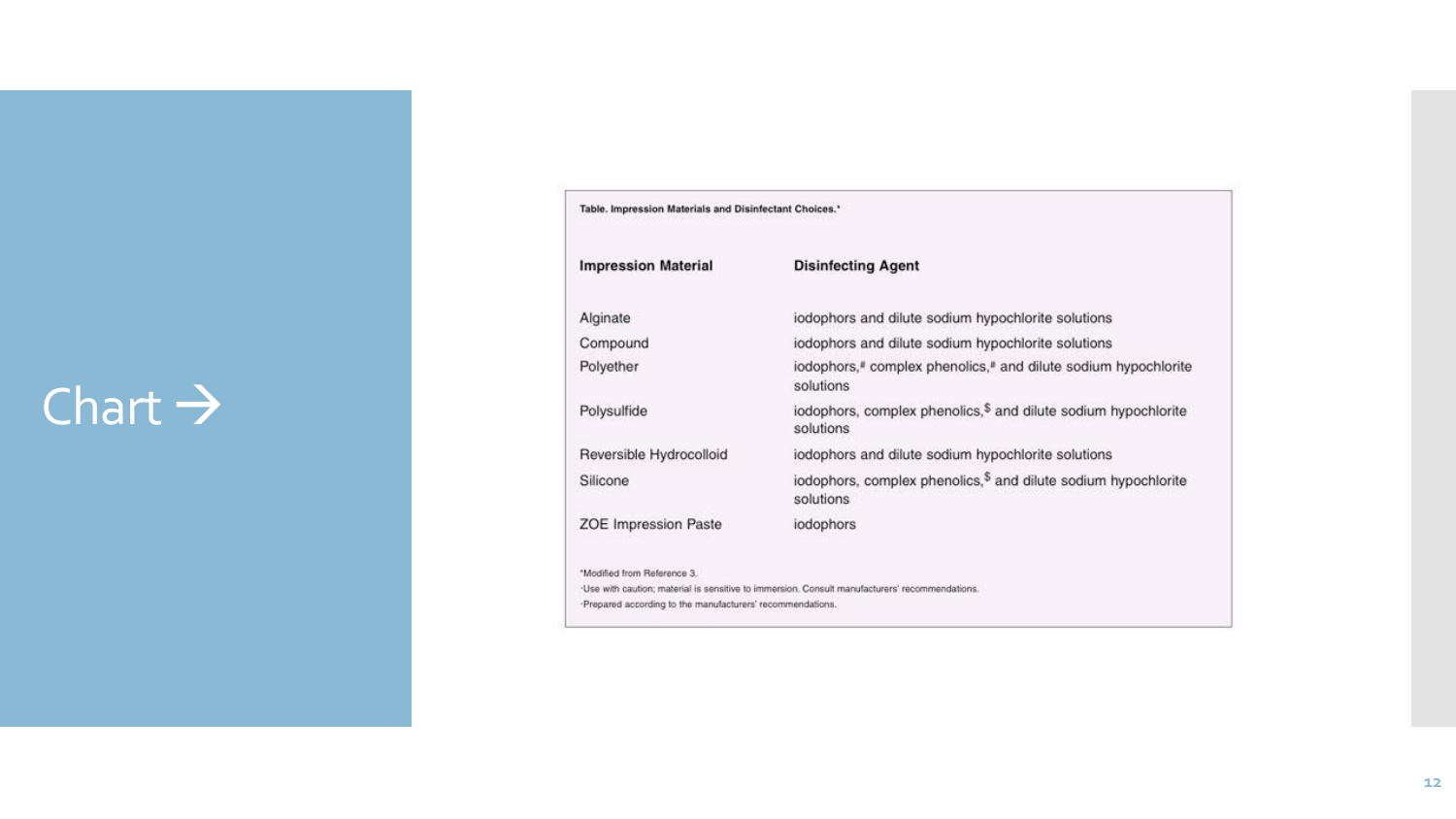# Chart →

**Table. Impression Materials and Disinfectant Choices.***

| Impression Material | Disinfecting Agent |
| --- | --- |
| Alginate | iodophors and dilute sodium hypochlorite solutions |
| Compound | iodophors and dilute sodium hypochlorite solutions |
| Polyether | iodophors,[#] complex phenolics,[#] and dilute sodium hypochlorite solutions |
| Polysulfide | iodophors, complex phenolics,[$] and dilute sodium hypochlorite solutions |
| Reversible Hydrocolloid | iodophors and dilute sodium hypochlorite solutions |
| Silicone | iodophors, complex phenolics,[$] and dilute sodium hypochlorite solutions |
| ZOE Impression Paste | iodophors |

*Modified from Reference 3.

[#]Use with caution; material is sensitive to immersion. Consult manufacturers' recommendations.

[$]Prepared according to the manufacturers' recommendations.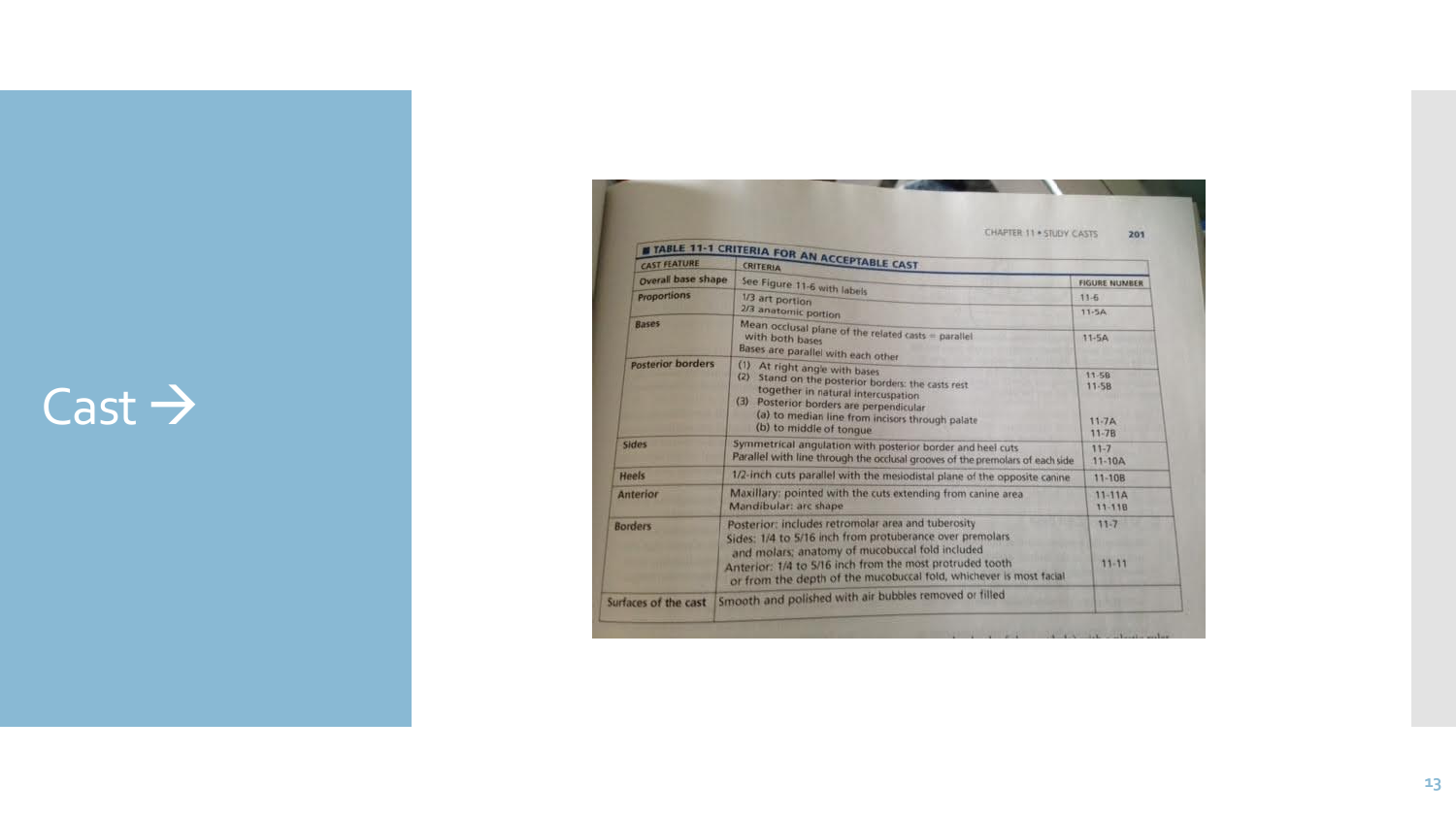# Cast →

**TABLE 11-1 CRITERIA FOR AN ACCEPTABLE CAST**

| CAST FEATURE | CRITERIA | FIGURE NUMBER |
|---|---|---|
| Overall base shape | See Figure 11-6 with labels | 11-6 |
| Proportions | 1/3 art portion<br>2/3 anatomic portion | 11-5A |
| Bases | Mean occlusal plane of the related casts = parallel with both bases<br>Bases are parallel with each other | 11-5A |
| Posterior borders | (1) At right angle with bases<br>(2) Stand on the posterior borders: the casts rest together in natural intercuspation<br>(3) Posterior borders are perpendicular<br>(a) to median line from incisors through palate<br>(b) to middle of tongue | 11-5B<br>11-5B<br>11-7A<br>11-7B |
| Sides | Symmetrical angulation with posterior border and heel cuts<br>Parallel with line through the occlusal grooves of the premolars of each side | 11-7<br>11-10A |
| Heels | 1/2-inch cuts parallel with the mesiodistal plane of the opposite canine | 11-10B |
| Anterior | Maxillary: pointed with the cuts extending from canine area<br>Mandibular: arc shape | 11-11A<br>11-11B |
| Borders | Posterior: includes retromolar area and tuberosity<br>Sides: 1/4 to 5/16 inch from protuberance over premolars and molars; anatomy of mucobuccal fold included<br>Anterior: 1/4 to 5/16 inch from the most protruded tooth or from the depth of the mucobuccal fold, whichever is most facial | 11-7<br>11-11 |
| Surfaces of the cast | Smooth and polished with air bubbles removed or filled | |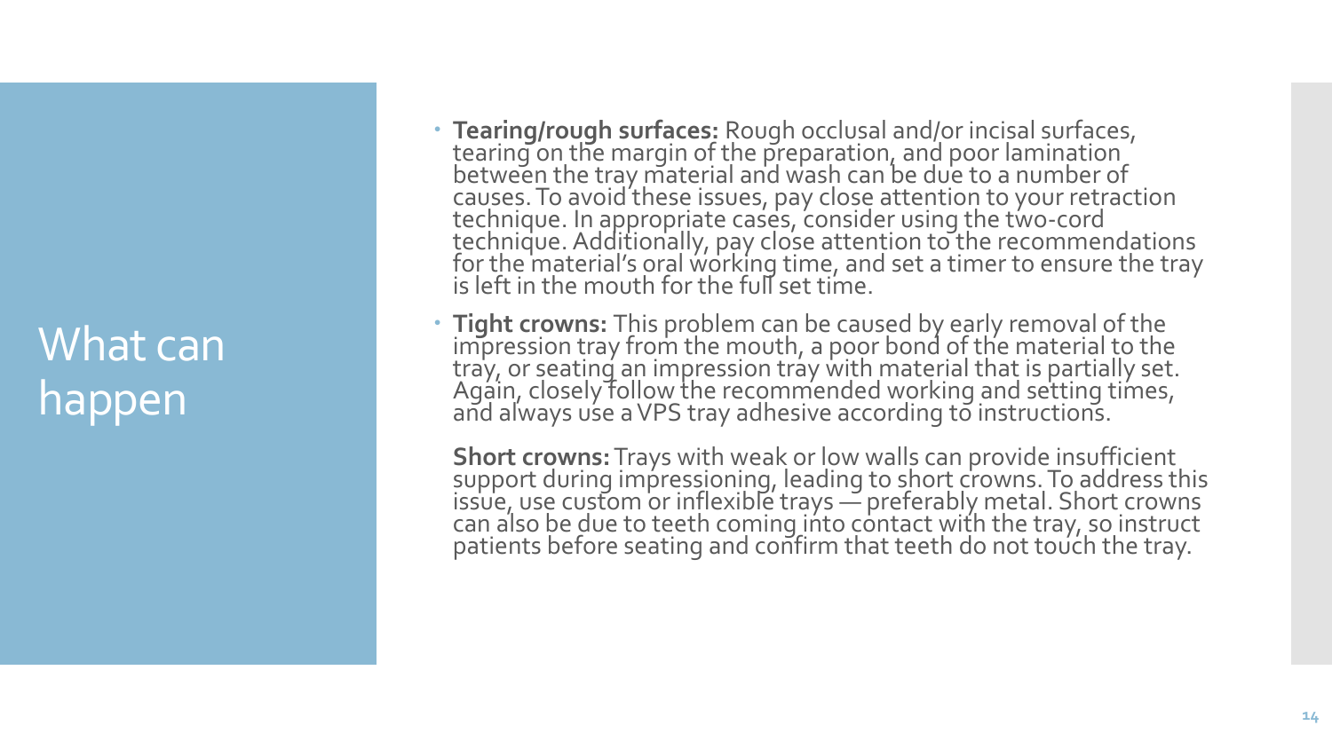# What can happen

- **Tearing/rough surfaces:** Rough occlusal and/or incisal surfaces, tearing on the margin of the preparation, and poor lamination between the tray material and wash can be due to a number of causes. To avoid these issues, pay close attention to your retraction technique. In appropriate cases, consider using the two-cord technique. Additionally, pay close attention to the recommendations for the material's oral working time, and set a timer to ensure the tray is left in the mouth for the full set time.
- **Tight crowns:** This problem can be caused by early removal of the impression tray from the mouth, a poor bond of the material to the tray, or seating an impression tray with material that is partially set. Again, closely follow the recommended working and setting times, and always use a VPS tray adhesive according to instructions.

  **Short crowns:** Trays with weak or low walls can provide insufficient support during impressioning, leading to short crowns. To address this issue, use custom or inflexible trays — preferably metal. Short crowns can also be due to teeth coming into contact with the tray, so instruct patients before seating and confirm that teeth do not touch the tray.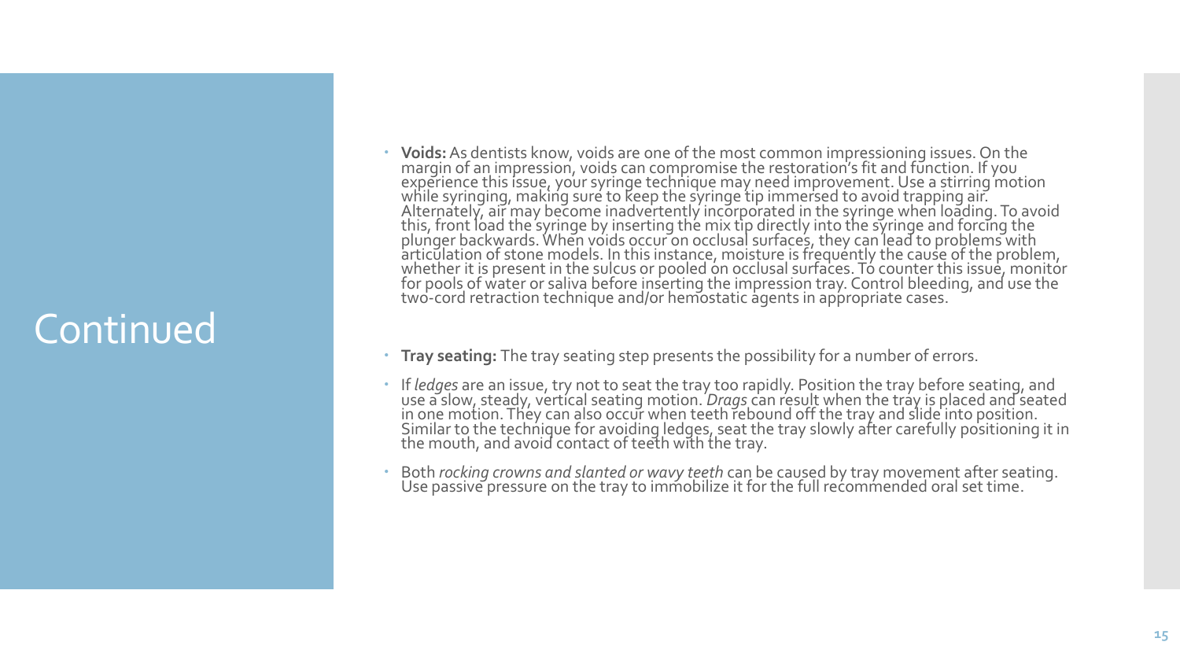# Continued

- **Voids:** As dentists know, voids are one of the most common impressioning issues. On the margin of an impression, voids can compromise the restoration's fit and function. If you experience this issue, your syringe technique may need improvement. Use a stirring motion while syringing, making sure to keep the syringe tip immersed to avoid trapping air. Alternately, air may become inadvertently incorporated in the syringe when loading. To avoid this, front load the syringe by inserting the mix tip directly into the syringe and forcing the plunger backwards. When voids occur on occlusal surfaces, they can lead to problems with articulation of stone models. In this instance, moisture is frequently the cause of the problem, whether it is present in the sulcus or pooled on occlusal surfaces. To counter this issue, monitor for pools of water or saliva before inserting the impression tray. Control bleeding, and use the two-cord retraction technique and/or hemostatic agents in appropriate cases.

- **Tray seating:** The tray seating step presents the possibility for a number of errors.
- If *ledges* are an issue, try not to seat the tray too rapidly. Position the tray before seating, and use a slow, steady, vertical seating motion. *Drags* can result when the tray is placed and seated in one motion. They can also occur when teeth rebound off the tray and slide into position. Similar to the technique for avoiding ledges, seat the tray slowly after carefully positioning it in the mouth, and avoid contact of teeth with the tray.
- Both *rocking crowns and slanted or wavy teeth* can be caused by tray movement after seating. Use passive pressure on the tray to immobilize it for the full recommended oral set time.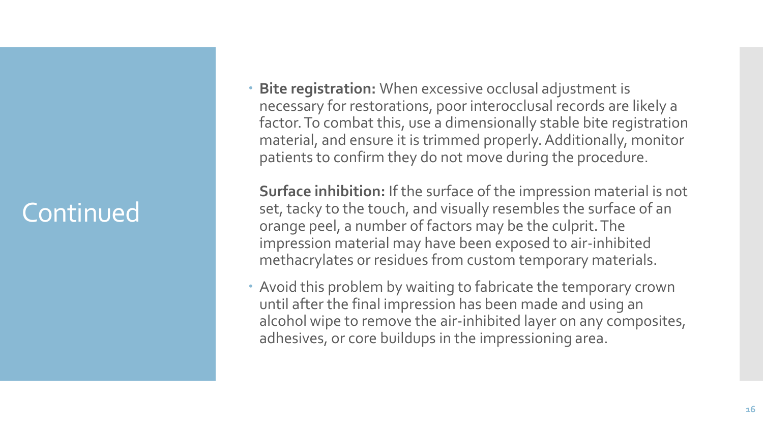# Continued

- **Bite registration:** When excessive occlusal adjustment is necessary for restorations, poor interocclusal records are likely a factor. To combat this, use a dimensionally stable bite registration material, and ensure it is trimmed properly. Additionally, monitor patients to confirm they do not move during the procedure.

  **Surface inhibition:** If the surface of the impression material is not set, tacky to the touch, and visually resembles the surface of an orange peel, a number of factors may be the culprit. The impression material may have been exposed to air-inhibited methacrylates or residues from custom temporary materials.

- Avoid this problem by waiting to fabricate the temporary crown until after the final impression has been made and using an alcohol wipe to remove the air-inhibited layer on any composites, adhesives, or core buildups in the impressioning area.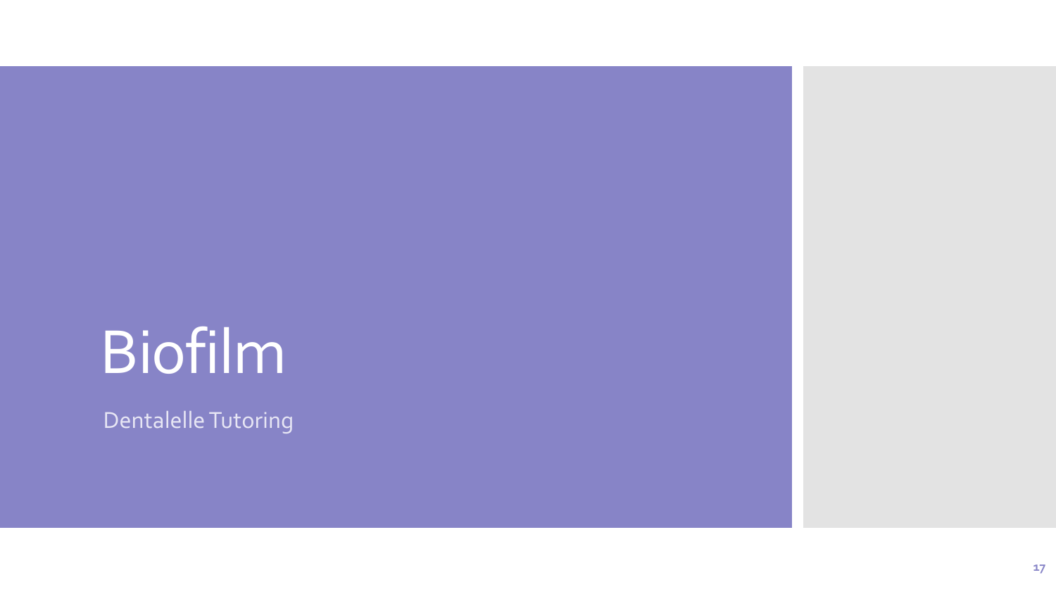# Biofilm

Dentalelle Tutoring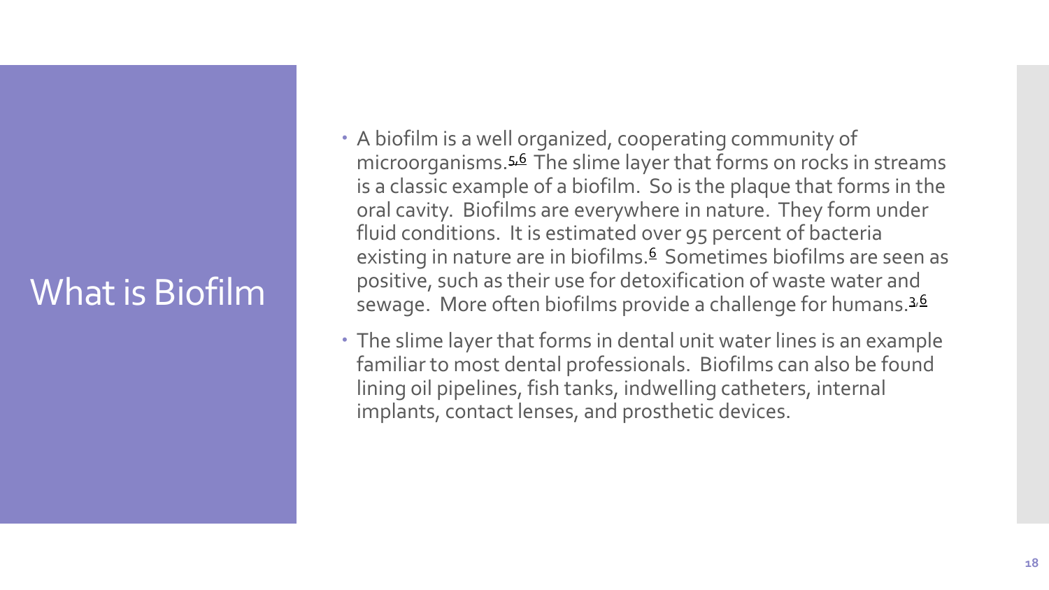# What is Biofilm

- A biofilm is a well organized, cooperating community of microorganisms.[5,6] The slime layer that forms on rocks in streams is a classic example of a biofilm. So is the plaque that forms in the oral cavity. Biofilms are everywhere in nature. They form under fluid conditions. It is estimated over 95 percent of bacteria existing in nature are in biofilms.[6] Sometimes biofilms are seen as positive, such as their use for detoxification of waste water and sewage. More often biofilms provide a challenge for humans.[3,6]
- The slime layer that forms in dental unit water lines is an example familiar to most dental professionals. Biofilms can also be found lining oil pipelines, fish tanks, indwelling catheters, internal implants, contact lenses, and prosthetic devices.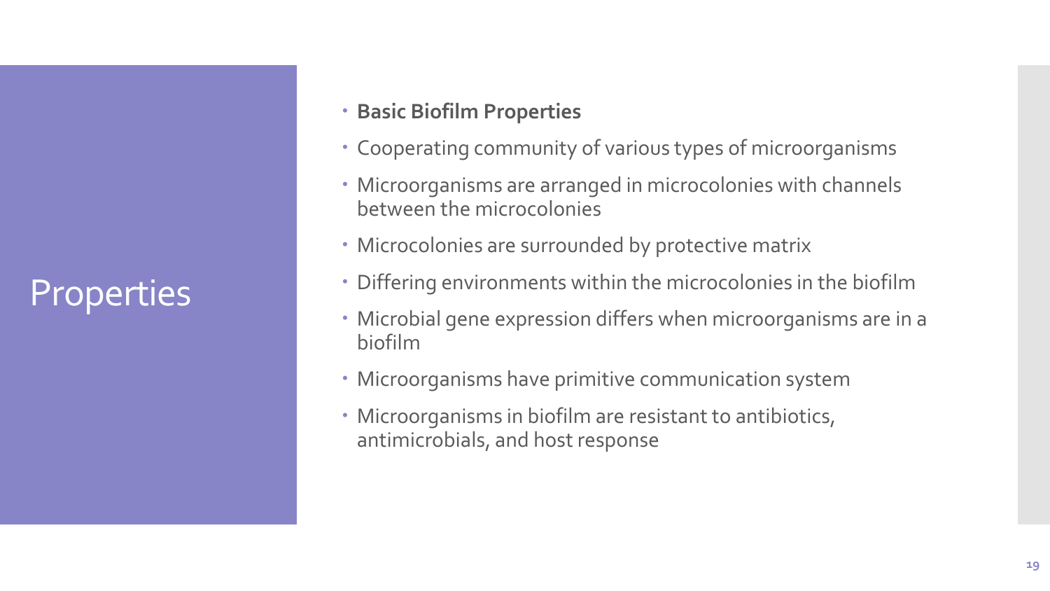# Properties

- **Basic Biofilm Properties**
- Cooperating community of various types of microorganisms
- Microorganisms are arranged in microcolonies with channels between the microcolonies
- Microcolonies are surrounded by protective matrix
- Differing environments within the microcolonies in the biofilm
- Microbial gene expression differs when microorganisms are in a biofilm
- Microorganisms have primitive communication system
- Microorganisms in biofilm are resistant to antibiotics, antimicrobials, and host response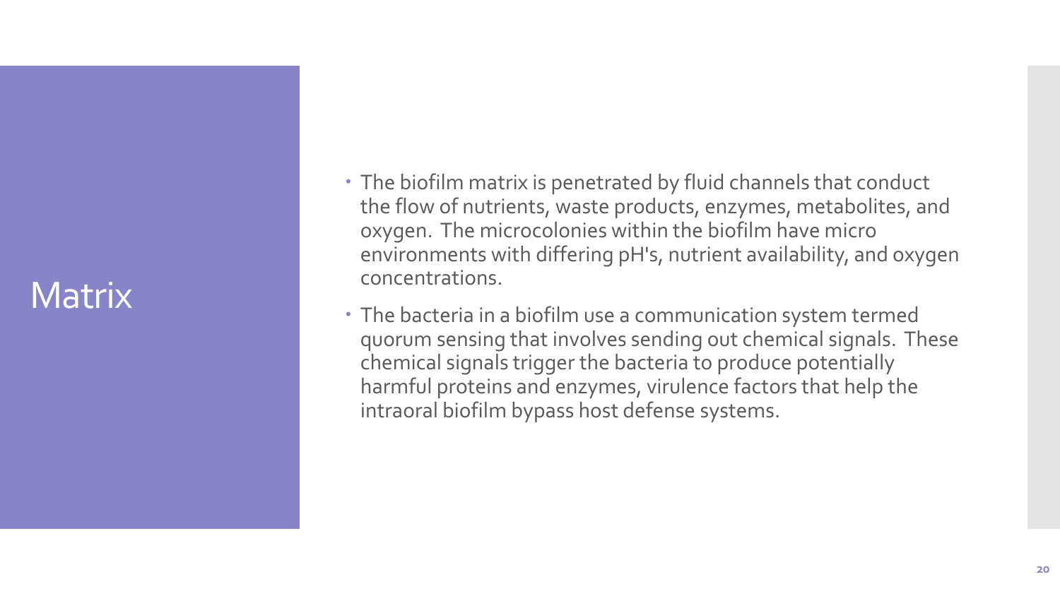# Matrix

- The biofilm matrix is penetrated by fluid channels that conduct the flow of nutrients, waste products, enzymes, metabolites, and oxygen. The microcolonies within the biofilm have micro environments with differing pH's, nutrient availability, and oxygen concentrations.
- The bacteria in a biofilm use a communication system termed quorum sensing that involves sending out chemical signals. These chemical signals trigger the bacteria to produce potentially harmful proteins and enzymes, virulence factors that help the intraoral biofilm bypass host defense systems.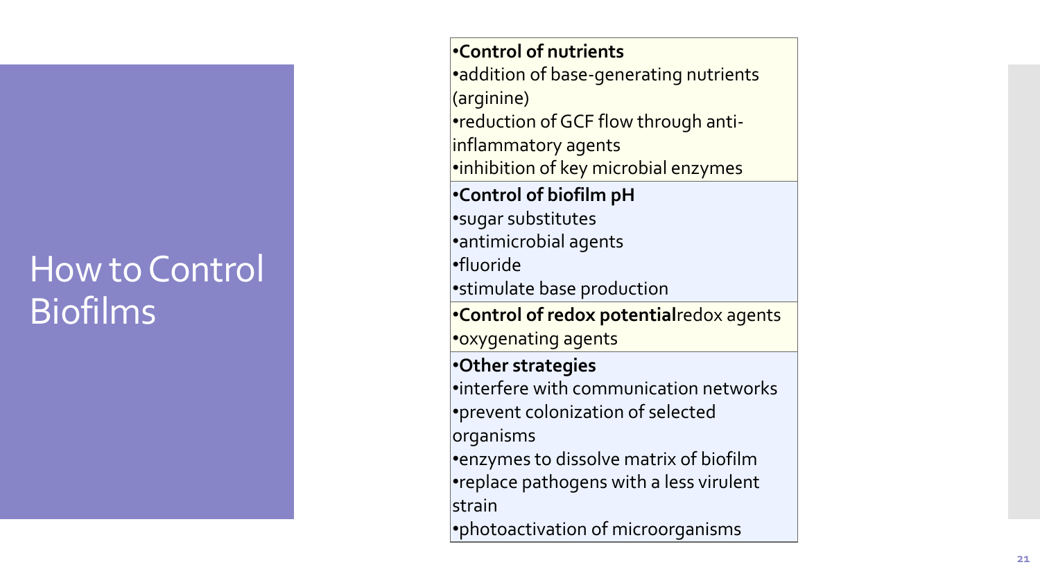# How to Control Biofilms

- **Control of nutrients**
- addition of base-generating nutrients (arginine)
- reduction of GCF flow through anti-inflammatory agents
- inhibition of key microbial enzymes

- **Control of biofilm pH**
- sugar substitutes
- antimicrobial agents
- fluoride
- stimulate base production

- **Control of redox potential**redox agents
- oxygenating agents

- **Other strategies**
- interfere with communication networks
- prevent colonization of selected organisms
- enzymes to dissolve matrix of biofilm
- replace pathogens with a less virulent strain
- photoactivation of microorganisms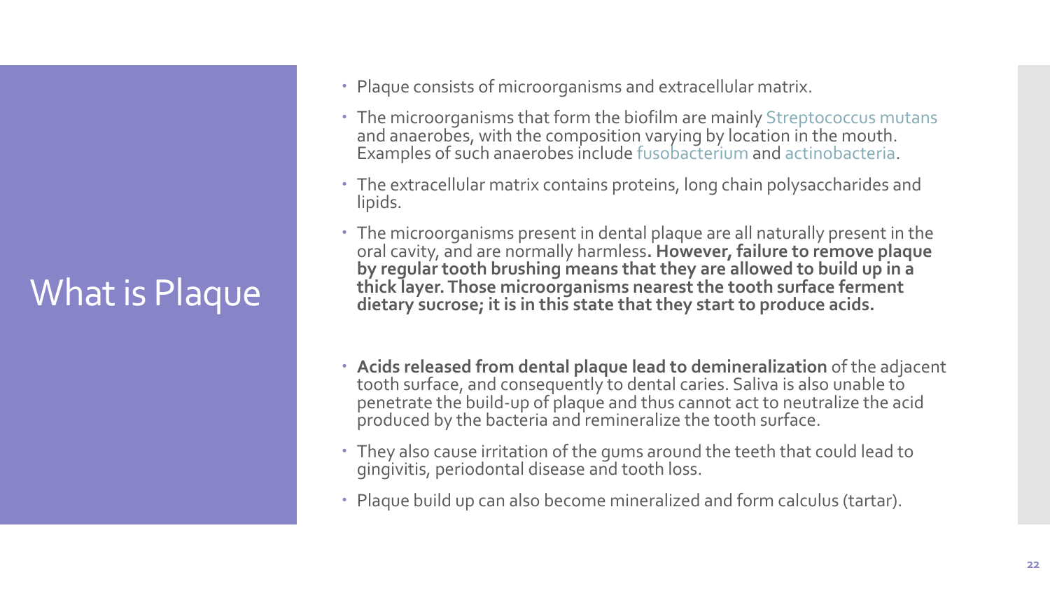# What is Plaque

- Plaque consists of microorganisms and extracellular matrix.
- The microorganisms that form the biofilm are mainly Streptococcus mutans and anaerobes, with the composition varying by location in the mouth. Examples of such anaerobes include fusobacterium and actinobacteria.
- The extracellular matrix contains proteins, long chain polysaccharides and lipids.
- The microorganisms present in dental plaque are all naturally present in the oral cavity, and are normally harmless**. However, failure to remove plaque by regular tooth brushing means that they are allowed to build up in a thick layer. Those microorganisms nearest the tooth surface ferment dietary sucrose; it is in this state that they start to produce acids.**
- **Acids released from dental plaque lead to demineralization** of the adjacent tooth surface, and consequently to dental caries. Saliva is also unable to penetrate the build-up of plaque and thus cannot act to neutralize the acid produced by the bacteria and remineralize the tooth surface.
- They also cause irritation of the gums around the teeth that could lead to gingivitis, periodontal disease and tooth loss.
- Plaque build up can also become mineralized and form calculus (tartar).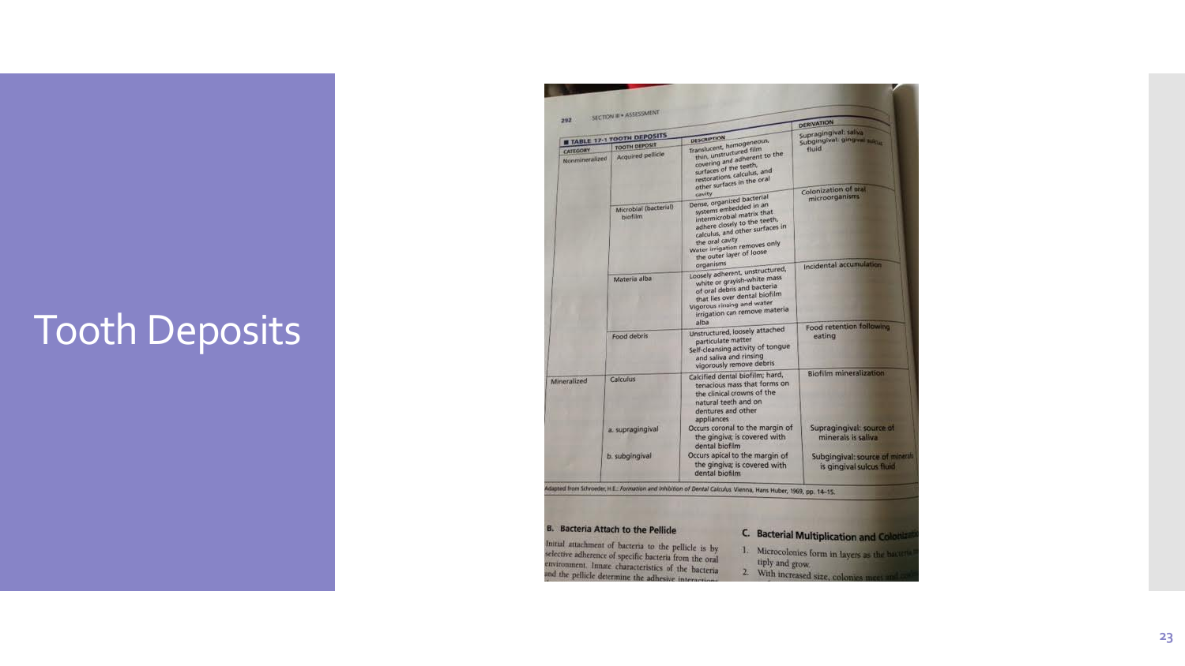# Tooth Deposits

SECTION III • ASSESSMENT

**TABLE 17-1 TOOTH DEPOSITS**

| CATEGORY | TOOTH DEPOSIT | DESCRIPTION | DERIVATION |
|---|---|---|---|
| Nonmineralized | Acquired pellicle | Translucent, homogeneous, thin, unstructured film covering and adherent to the surfaces of the teeth, restorations, calculus, and other surfaces in the oral cavity | Supragingival: saliva<br>Subgingival: gingival sulcus fluid |
| | Microbial (bacterial) biofilm | Dense, organized bacterial systems embedded in an intermicrobial matrix that adhere closely to the teeth, calculus, and other surfaces in the oral cavity<br>Water irrigation removes only the outer layer of loose organisms | Colonization of oral microorganisms |
| | Materia alba | Loosely adherent, unstructured, white or grayish-white mass of oral debris and bacteria that lies over dental biofilm<br>Vigorous rinsing and water irrigation can remove materia alba | Incidental accumulation |
| | Food debris | Unstructured, loosely attached particulate matter<br>Self-cleansing activity of tongue and saliva and rinsing vigorously remove debris | Food retention following eating |
| Mineralized | Calculus | Calcified dental biofilm; hard, tenacious mass that forms on the clinical crowns of the natural teeth and on dentures and other appliances | Biofilm mineralization |
| | a. supragingival | Occurs coronal to the margin of the gingiva; is covered with dental biofilm | Supragingival: source of minerals is saliva |
| | b. subgingival | Occurs apical to the margin of the gingiva; is covered with dental biofilm | Subgingival: source of minerals is gingival sulcus fluid |

Adapted from Schroeder, H.E.: *Formation and Inhibition of Dental Calculus.* Vienna, Hans Huber, 1969, pp. 14–15.

### B. Bacteria Attach to the Pellicle

Initial attachment of bacteria to the pellicle is by selective adherence of specific bacteria from the oral environment. Innate characteristics of the bacteria and the pellicle determine the adhesive interactions

### C. Bacterial Multiplication and Colonization

1. Microcolonies form in layers as the bacteria multiply and grow.
2. With increased size, colonies meet and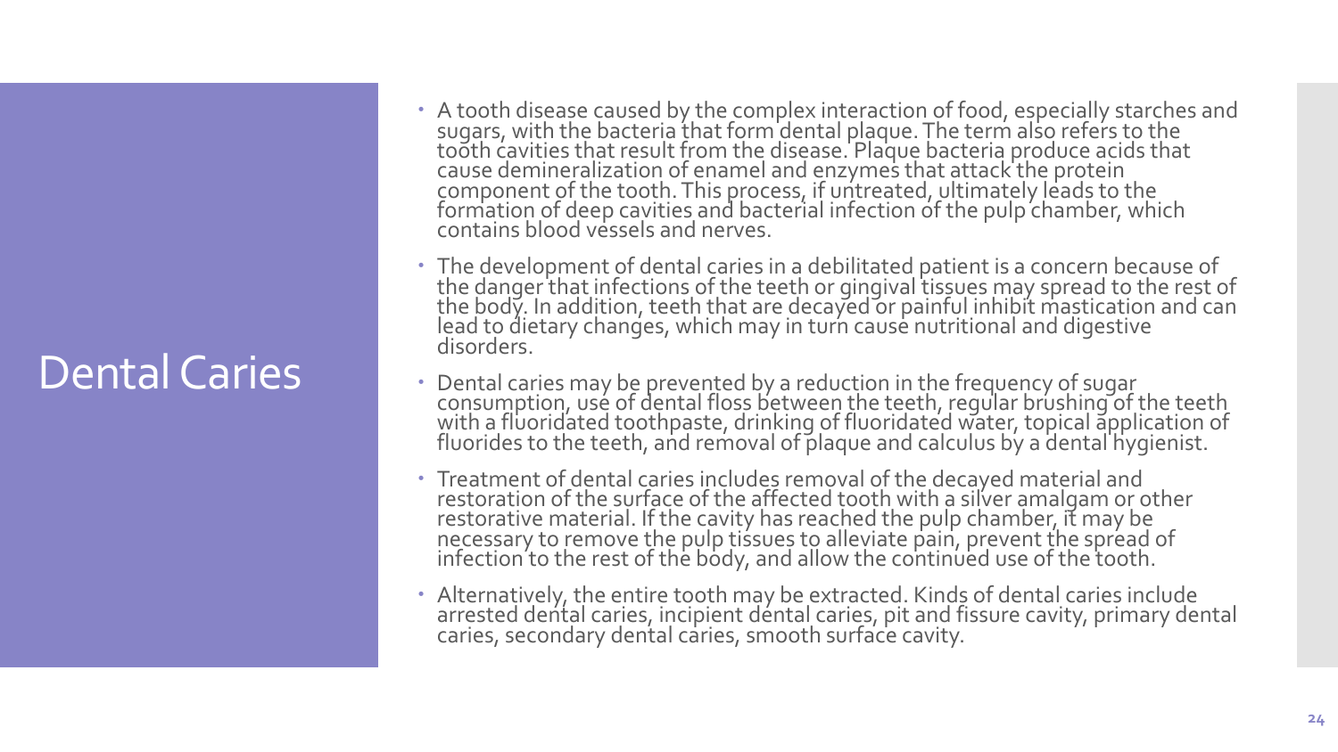# Dental Caries

- A tooth disease caused by the complex interaction of food, especially starches and sugars, with the bacteria that form dental plaque. The term also refers to the tooth cavities that result from the disease. Plaque bacteria produce acids that cause demineralization of enamel and enzymes that attack the protein component of the tooth. This process, if untreated, ultimately leads to the formation of deep cavities and bacterial infection of the pulp chamber, which contains blood vessels and nerves.
- The development of dental caries in a debilitated patient is a concern because of the danger that infections of the teeth or gingival tissues may spread to the rest of the body. In addition, teeth that are decayed or painful inhibit mastication and can lead to dietary changes, which may in turn cause nutritional and digestive disorders.
- Dental caries may be prevented by a reduction in the frequency of sugar consumption, use of dental floss between the teeth, regular brushing of the teeth with a fluoridated toothpaste, drinking of fluoridated water, topical application of fluorides to the teeth, and removal of plaque and calculus by a dental hygienist.
- Treatment of dental caries includes removal of the decayed material and restoration of the surface of the affected tooth with a silver amalgam or other restorative material. If the cavity has reached the pulp chamber, it may be necessary to remove the pulp tissues to alleviate pain, prevent the spread of infection to the rest of the body, and allow the continued use of the tooth.
- Alternatively, the entire tooth may be extracted. Kinds of dental caries include arrested dental caries, incipient dental caries, pit and fissure cavity, primary dental caries, secondary dental caries, smooth surface cavity.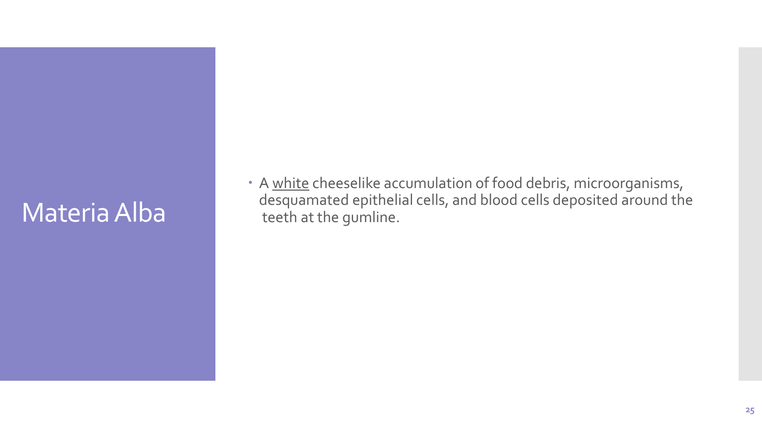# Materia Alba

- A <u>white</u> cheeselike accumulation of food debris, microorganisms, desquamated epithelial cells, and blood cells deposited around the teeth at the gumline.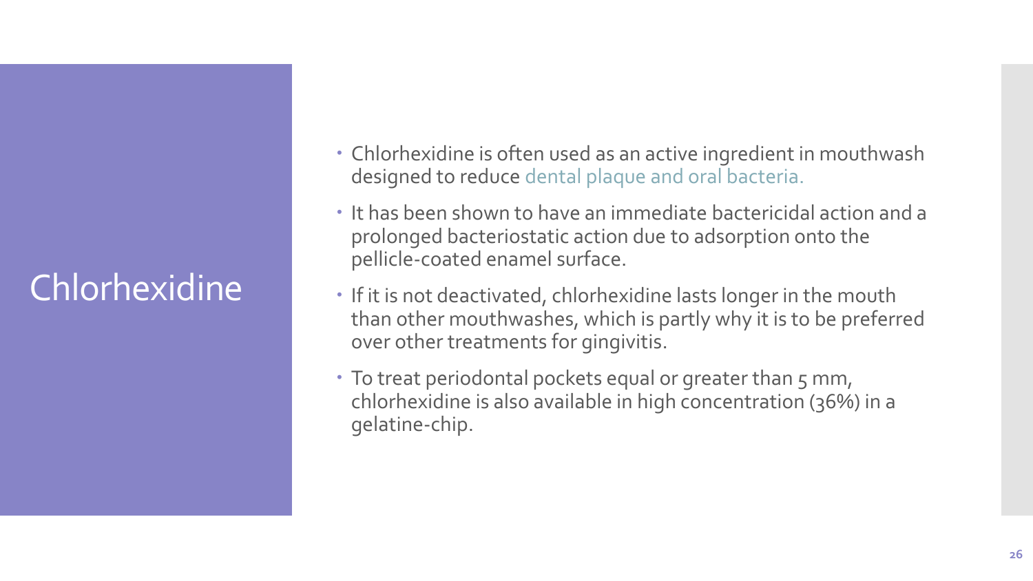# Chlorhexidine

- Chlorhexidine is often used as an active ingredient in mouthwash designed to reduce dental plaque and oral bacteria.
- It has been shown to have an immediate bactericidal action and a prolonged bacteriostatic action due to adsorption onto the pellicle-coated enamel surface.
- If it is not deactivated, chlorhexidine lasts longer in the mouth than other mouthwashes, which is partly why it is to be preferred over other treatments for gingivitis.
- To treat periodontal pockets equal or greater than 5 mm, chlorhexidine is also available in high concentration (36%) in a gelatine-chip.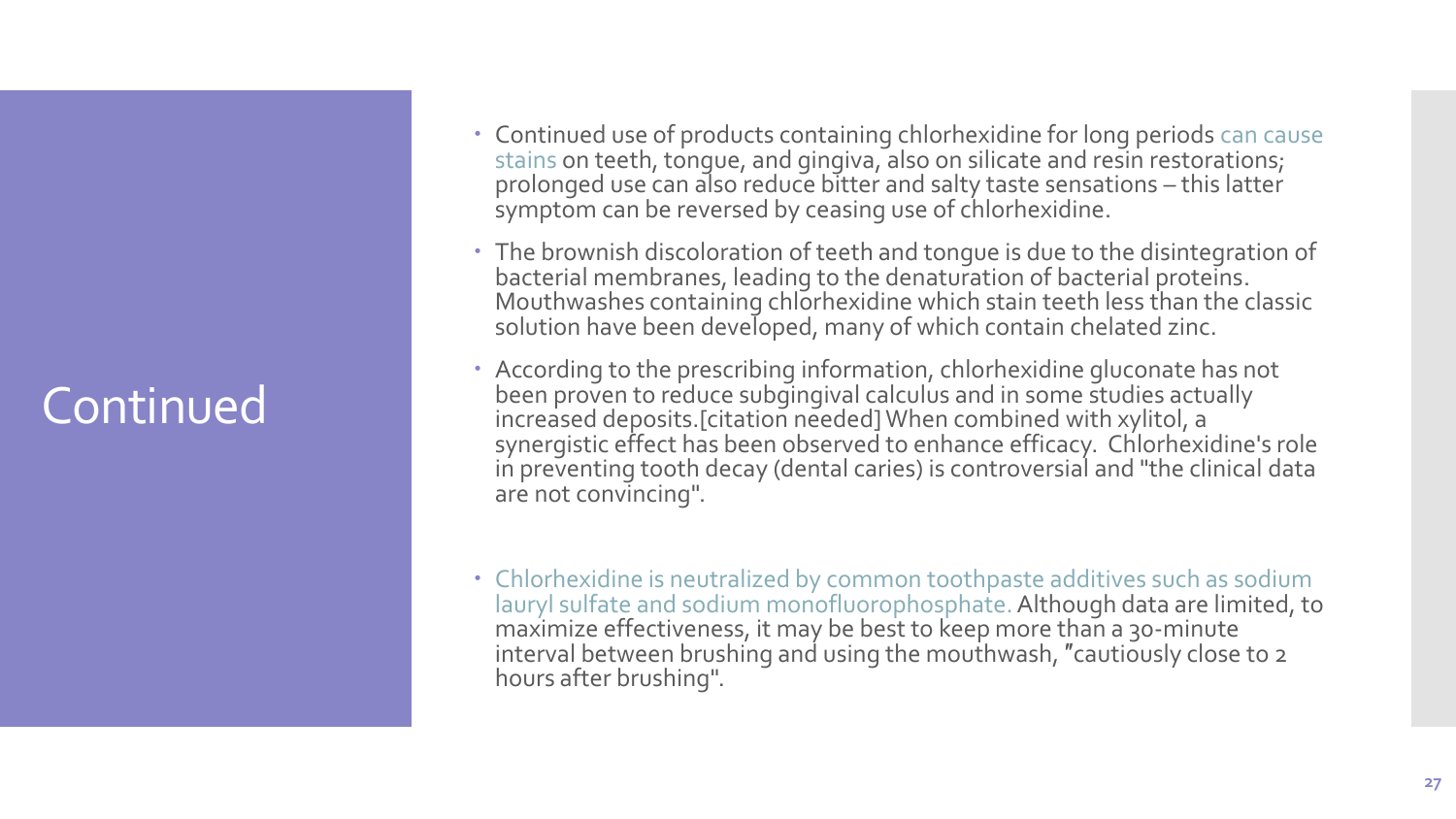# Continued

- Continued use of products containing chlorhexidine for long periods can cause stains on teeth, tongue, and gingiva, also on silicate and resin restorations; prolonged use can also reduce bitter and salty taste sensations – this latter symptom can be reversed by ceasing use of chlorhexidine.
- The brownish discoloration of teeth and tongue is due to the disintegration of bacterial membranes, leading to the denaturation of bacterial proteins. Mouthwashes containing chlorhexidine which stain teeth less than the classic solution have been developed, many of which contain chelated zinc.
- According to the prescribing information, chlorhexidine gluconate has not been proven to reduce subgingival calculus and in some studies actually increased deposits.[citation needed] When combined with xylitol, a synergistic effect has been observed to enhance efficacy. Chlorhexidine's role in preventing tooth decay (dental caries) is controversial and "the clinical data are not convincing".
- Chlorhexidine is neutralized by common toothpaste additives such as sodium lauryl sulfate and sodium monofluorophosphate. Although data are limited, to maximize effectiveness, it may be best to keep more than a 30-minute interval between brushing and using the mouthwash, "cautiously close to 2 hours after brushing".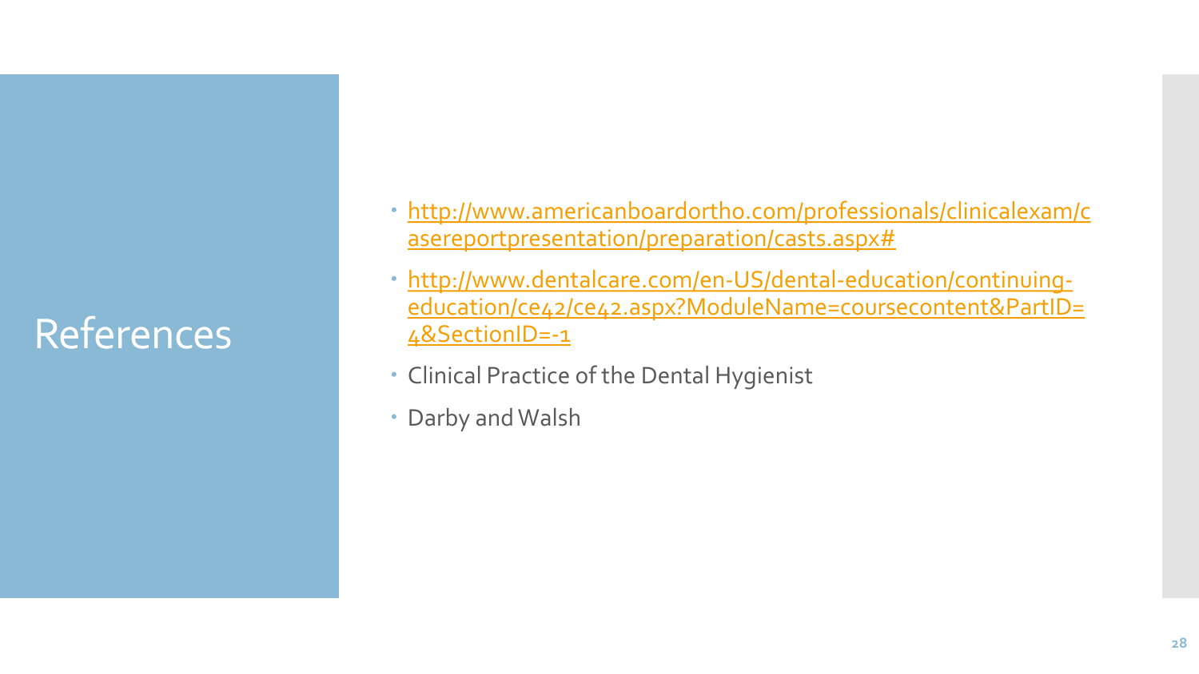# References

- http://www.americanboardortho.com/professionals/clinicalexam/casereportpresentation/preparation/casts.aspx#
- http://www.dentalcare.com/en-US/dental-education/continuing-education/ce42/ce42.aspx?ModuleName=coursecontent&PartID=4&SectionID=-1
- Clinical Practice of the Dental Hygienist
- Darby and Walsh